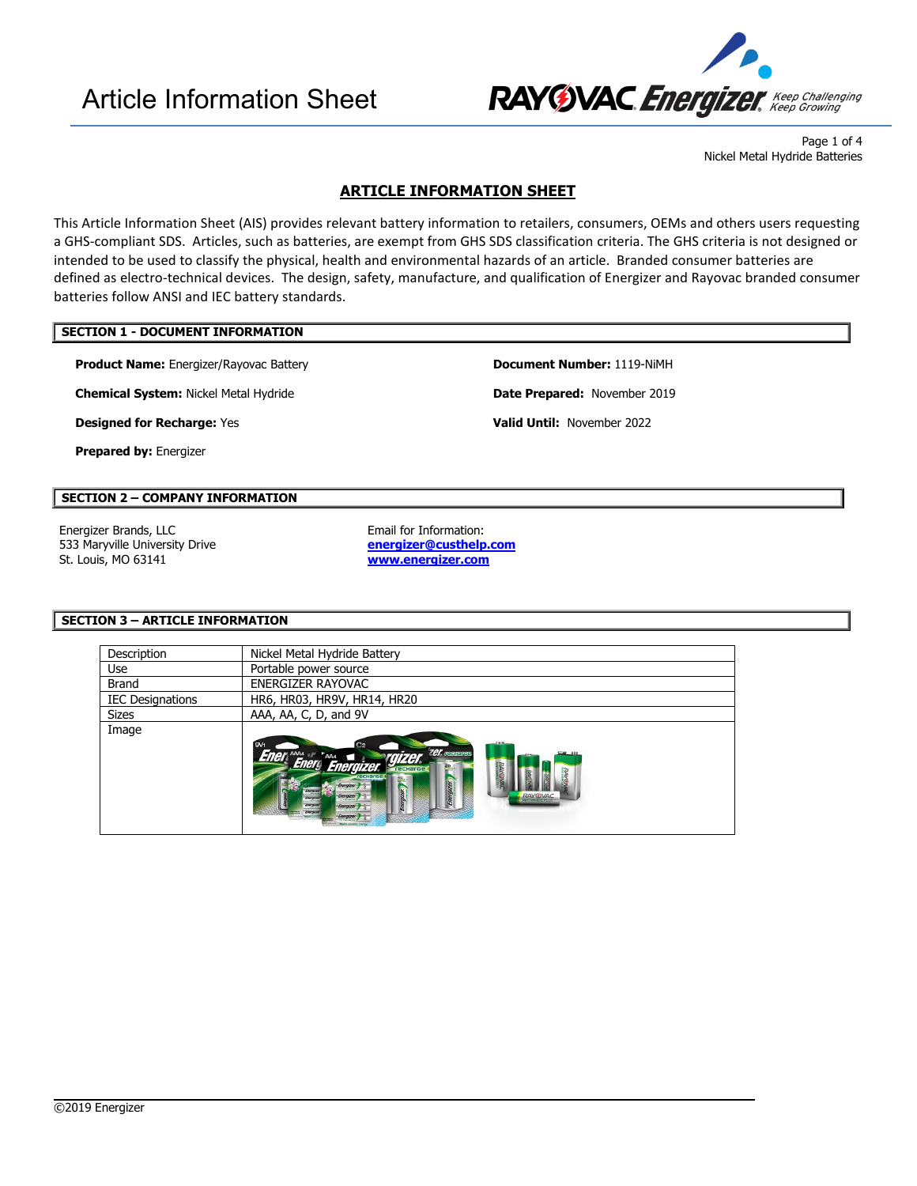# Article Information Sheet

## ARTICLE INFORMATION SHEET

This Article Information Sheet (AIS) provides relevant battery information to retailers, consumers, OEMs and others users requesting a GHS-compliant SDS. Articles, such as batteries, are exempt from GHS SDS classification criteria. The GHS criteria is not designed or intended to be used to classify the physical, health and environmental hazards of an article. Branded consumer batteries are defined as electro-technical devices. The design, safety, manufacture, and qualification of Energizer and Rayovac branded consumer batteries follow ANSI and IEC battery standards.

### SECTION 1 - DOCUMENT INFORMATION

**Product Name:** Energizer/Rayovac Battery

**Chemical System:** Nickel Metal Hydride

**Designed for Recharge:** Yes

**Prepared by:** Energizer

**Document Number:** 1119-NiMH

**Date Prepared:** November 2019

**Valid Until:** November 2022

### SECTION 2 – COMPANY INFORMATION

Energizer Brands, LLC
533 Maryville University Drive
St. Louis, MO 63141

Email for Information:
**energizer@custhelp.com**
**www.energizer.com**

### SECTION 3 – ARTICLE INFORMATION

| Description | Nickel Metal Hydride Battery |
|---|---|
| Use | Portable power source |
| Brand | ENERGIZER RAYOVAC |
| IEC Designations | HR6, HR03, HR9V, HR14, HR20 |
| Sizes | AAA, AA, C, D, and 9V |
| Image | |

©2019 Energizer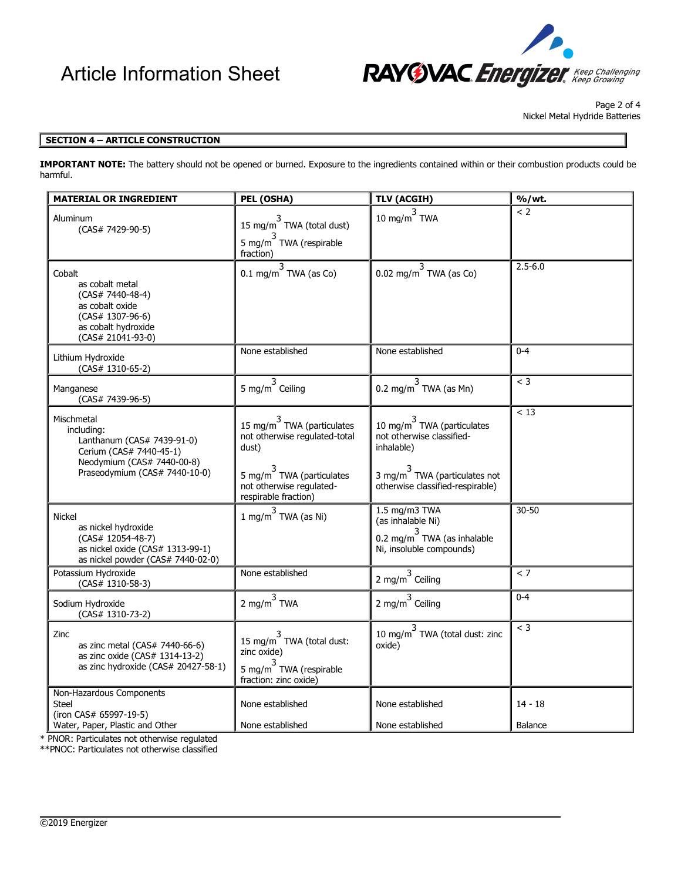## SECTION 4 – ARTICLE CONSTRUCTION

**IMPORTANT NOTE:** The battery should not be opened or burned. Exposure to the ingredients contained within or their combustion products could be harmful.

| MATERIAL OR INGREDIENT | PEL (OSHA) | TLV (ACGIH) | %/wt. |
|---|---|---|---|
| Aluminum (CAS# 7429-90-5) | 15 mg/m$^3$ TWA (total dust)<br>5 mg/m$^3$ TWA (respirable fraction) | 10 mg/m$^3$ TWA | < 2 |
| Cobalt<br>as cobalt metal (CAS# 7440-48-4)<br>as cobalt oxide (CAS# 1307-96-6)<br>as cobalt hydroxide (CAS# 21041-93-0) | 0.1 mg/m$^3$ TWA (as Co) | 0.02 mg/m$^3$ TWA (as Co) | 2.5-6.0 |
| Lithium Hydroxide (CAS# 1310-65-2) | None established | None established | 0-4 |
| Manganese (CAS# 7439-96-5) | 5 mg/m$^3$ Ceiling | 0.2 mg/m$^3$ TWA (as Mn) | < 3 |
| Mischmetal including:<br>Lanthanum (CAS# 7439-91-0)<br>Cerium (CAS# 7440-45-1)<br>Neodymium (CAS# 7440-00-8)<br>Praseodymium (CAS# 7440-10-0) | 15 mg/m$^3$ TWA (particulates not otherwise regulated-total dust)<br>5 mg/m$^3$ TWA (particulates not otherwise regulated-respirable fraction) | 10 mg/m$^3$ TWA (particulates not otherwise classified-inhalable)<br>3 mg/m$^3$ TWA (particulates not otherwise classified-respirable) | < 13 |
| Nickel<br>as nickel hydroxide (CAS# 12054-48-7)<br>as nickel oxide (CAS# 1313-99-1)<br>as nickel powder (CAS# 7440-02-0) | 1 mg/m$^3$ TWA (as Ni) | 1.5 mg/m3 TWA (as inhalable Ni)<br>0.2 mg/m$^3$ TWA (as inhalable Ni, insoluble compounds) | 30-50 |
| Potassium Hydroxide (CAS# 1310-58-3) | None established | 2 mg/m$^3$ Ceiling | < 7 |
| Sodium Hydroxide (CAS# 1310-73-2) | 2 mg/m$^3$ TWA | 2 mg/m$^3$ Ceiling | 0-4 |
| Zinc<br>as zinc metal (CAS# 7440-66-6)<br>as zinc oxide (CAS# 1314-13-2)<br>as zinc hydroxide (CAS# 20427-58-1) | 15 mg/m$^3$ TWA (total dust: zinc oxide)<br>5 mg/m$^3$ TWA (respirable fraction: zinc oxide) | 10 mg/m$^3$ TWA (total dust: zinc oxide) | < 3 |
| Non-Hazardous Components<br>Steel (iron CAS# 65997-19-5) | None established | None established | 14 - 18 |
| Water, Paper, Plastic and Other | None established | None established | Balance |

\* PNOR: Particulates not otherwise regulated
\*\*PNOC: Particulates not otherwise classified

©2019 Energizer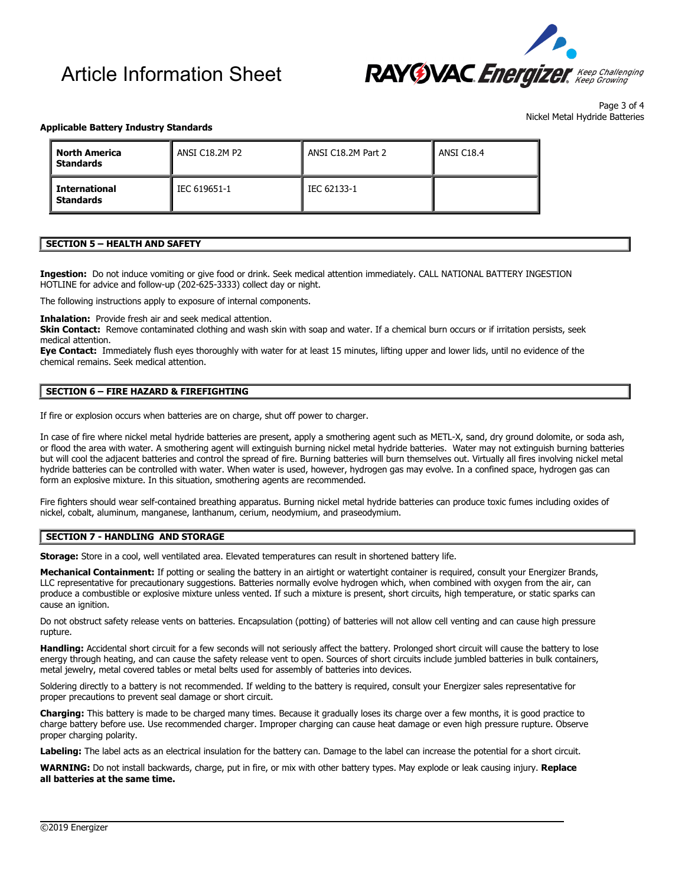**Applicable Battery Industry Standards**

| **North America Standards** | ANSI C18.2M P2 | ANSI C18.2M Part 2 | ANSI C18.4 |
|---|---|---|---|
| **International Standards** | IEC 619651-1 | IEC 62133-1 | |

## SECTION 5 – HEALTH AND SAFETY

**Ingestion:** Do not induce vomiting or give food or drink. Seek medical attention immediately. CALL NATIONAL BATTERY INGESTION HOTLINE for advice and follow-up (202-625-3333) collect day or night.

The following instructions apply to exposure of internal components.

**Inhalation:** Provide fresh air and seek medical attention.
**Skin Contact:** Remove contaminated clothing and wash skin with soap and water. If a chemical burn occurs or if irritation persists, seek medical attention.
**Eye Contact:** Immediately flush eyes thoroughly with water for at least 15 minutes, lifting upper and lower lids, until no evidence of the chemical remains. Seek medical attention.

## SECTION 6 – FIRE HAZARD & FIREFIGHTING

If fire or explosion occurs when batteries are on charge, shut off power to charger.

In case of fire where nickel metal hydride batteries are present, apply a smothering agent such as METL-X, sand, dry ground dolomite, or soda ash, or flood the area with water. A smothering agent will extinguish burning nickel metal hydride batteries. Water may not extinguish burning batteries but will cool the adjacent batteries and control the spread of fire. Burning batteries will burn themselves out. Virtually all fires involving nickel metal hydride batteries can be controlled with water. When water is used, however, hydrogen gas may evolve. In a confined space, hydrogen gas can form an explosive mixture. In this situation, smothering agents are recommended.

Fire fighters should wear self-contained breathing apparatus. Burning nickel metal hydride batteries can produce toxic fumes including oxides of nickel, cobalt, aluminum, manganese, lanthanum, cerium, neodymium, and praseodymium.

## SECTION 7 - HANDLING AND STORAGE

**Storage:** Store in a cool, well ventilated area. Elevated temperatures can result in shortened battery life.

**Mechanical Containment:** If potting or sealing the battery in an airtight or watertight container is required, consult your Energizer Brands, LLC representative for precautionary suggestions. Batteries normally evolve hydrogen which, when combined with oxygen from the air, can produce a combustible or explosive mixture unless vented. If such a mixture is present, short circuits, high temperature, or static sparks can cause an ignition.

Do not obstruct safety release vents on batteries. Encapsulation (potting) of batteries will not allow cell venting and can cause high pressure rupture.

**Handling:** Accidental short circuit for a few seconds will not seriously affect the battery. Prolonged short circuit will cause the battery to lose energy through heating, and can cause the safety release vent to open. Sources of short circuits include jumbled batteries in bulk containers, metal jewelry, metal covered tables or metal belts used for assembly of batteries into devices.

Soldering directly to a battery is not recommended. If welding to the battery is required, consult your Energizer sales representative for proper precautions to prevent seal damage or short circuit.

**Charging:** This battery is made to be charged many times. Because it gradually loses its charge over a few months, it is good practice to charge battery before use. Use recommended charger. Improper charging can cause heat damage or even high pressure rupture. Observe proper charging polarity.

**Labeling:** The label acts as an electrical insulation for the battery can. Damage to the label can increase the potential for a short circuit.

**WARNING:** Do not install backwards, charge, put in fire, or mix with other battery types. May explode or leak causing injury. **Replace all batteries at the same time.**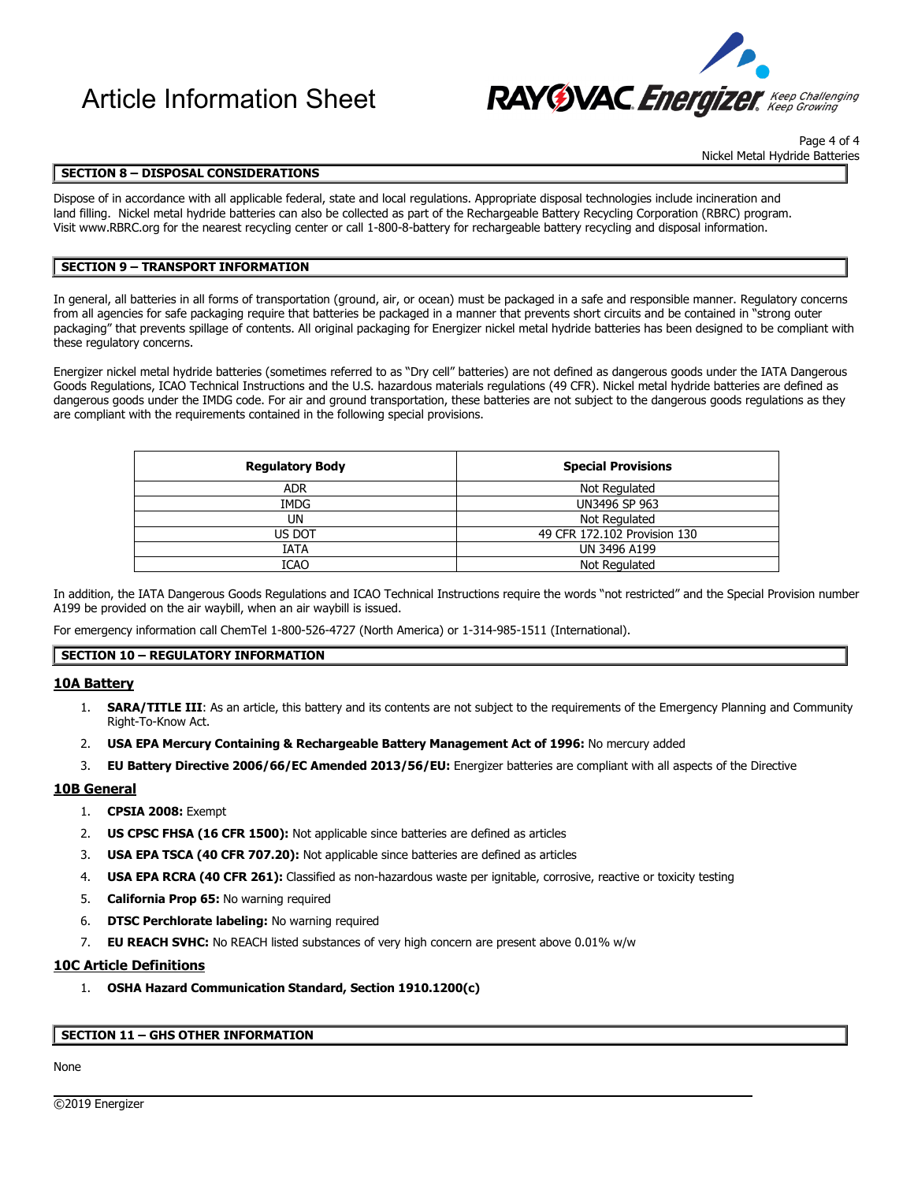## SECTION 8 – DISPOSAL CONSIDERATIONS

Dispose of in accordance with all applicable federal, state and local regulations. Appropriate disposal technologies include incineration and land filling. Nickel metal hydride batteries can also be collected as part of the Rechargeable Battery Recycling Corporation (RBRC) program. Visit www.RBRC.org for the nearest recycling center or call 1-800-8-battery for rechargeable battery recycling and disposal information.

## SECTION 9 – TRANSPORT INFORMATION

In general, all batteries in all forms of transportation (ground, air, or ocean) must be packaged in a safe and responsible manner. Regulatory concerns from all agencies for safe packaging require that batteries be packaged in a manner that prevents short circuits and be contained in "strong outer packaging" that prevents spillage of contents. All original packaging for Energizer nickel metal hydride batteries has been designed to be compliant with these regulatory concerns.

Energizer nickel metal hydride batteries (sometimes referred to as "Dry cell" batteries) are not defined as dangerous goods under the IATA Dangerous Goods Regulations, ICAO Technical Instructions and the U.S. hazardous materials regulations (49 CFR). Nickel metal hydride batteries are defined as dangerous goods under the IMDG code. For air and ground transportation, these batteries are not subject to the dangerous goods regulations as they are compliant with the requirements contained in the following special provisions.

| Regulatory Body | Special Provisions |
|---|---|
| ADR | Not Regulated |
| IMDG | UN3496 SP 963 |
| UN | Not Regulated |
| US DOT | 49 CFR 172.102 Provision 130 |
| IATA | UN 3496 A199 |
| ICAO | Not Regulated |

In addition, the IATA Dangerous Goods Regulations and ICAO Technical Instructions require the words "not restricted" and the Special Provision number A199 be provided on the air waybill, when an air waybill is issued.

For emergency information call ChemTel 1-800-526-4727 (North America) or 1-314-985-1511 (International).

## SECTION 10 – REGULATORY INFORMATION

### 10A Battery

1. **SARA/TITLE III**: As an article, this battery and its contents are not subject to the requirements of the Emergency Planning and Community Right-To-Know Act.
2. **USA EPA Mercury Containing & Rechargeable Battery Management Act of 1996:** No mercury added
3. **EU Battery Directive 2006/66/EC Amended 2013/56/EU:** Energizer batteries are compliant with all aspects of the Directive

### 10B General

1. **CPSIA 2008:** Exempt
2. **US CPSC FHSA (16 CFR 1500):** Not applicable since batteries are defined as articles
3. **USA EPA TSCA (40 CFR 707.20):** Not applicable since batteries are defined as articles
4. **USA EPA RCRA (40 CFR 261):** Classified as non-hazardous waste per ignitable, corrosive, reactive or toxicity testing
5. **California Prop 65:** No warning required
6. **DTSC Perchlorate labeling:** No warning required
7. **EU REACH SVHC:** No REACH listed substances of very high concern are present above 0.01% w/w

### 10C Article Definitions

1. **OSHA Hazard Communication Standard, Section 1910.1200(c)**

## SECTION 11 – GHS OTHER INFORMATION

None

©2019 Energizer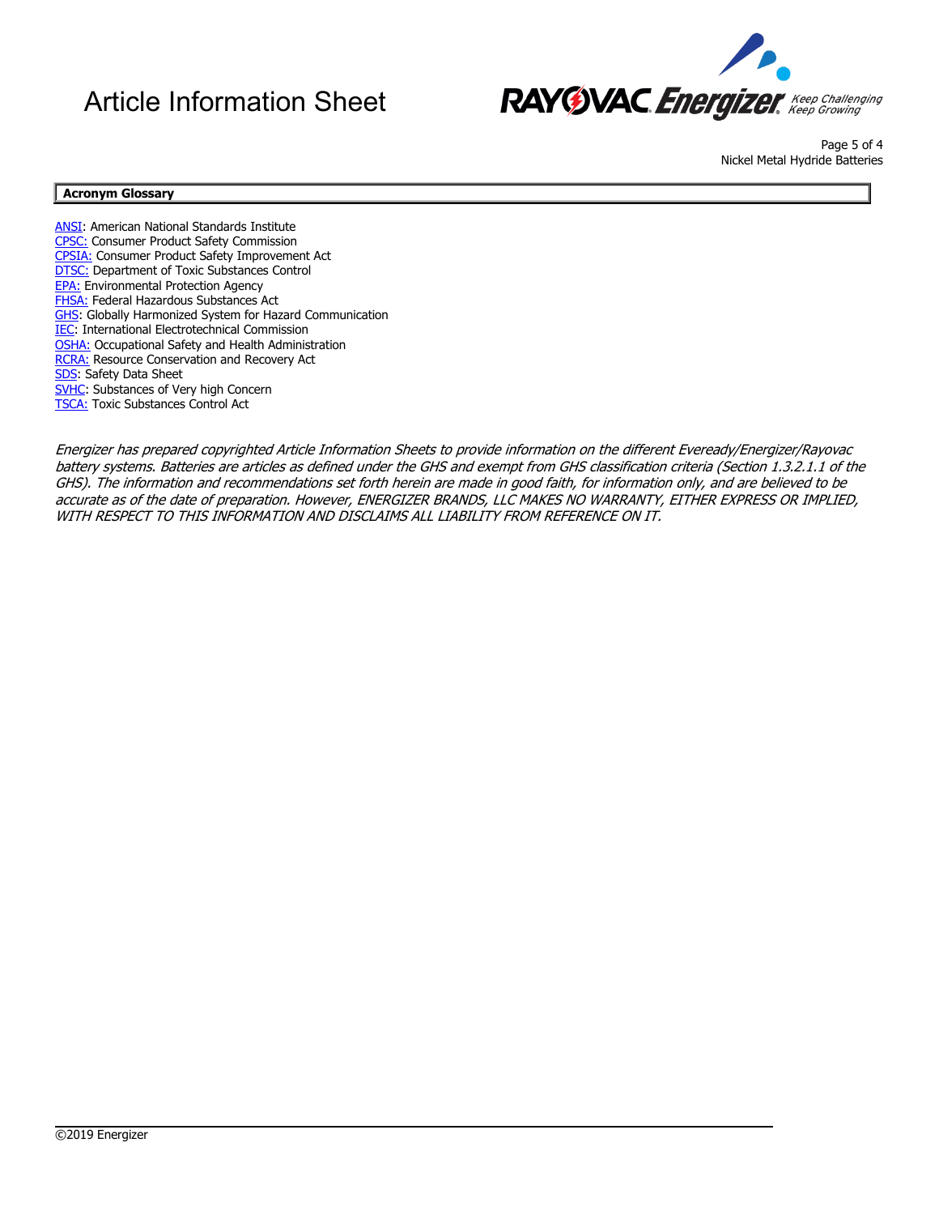## Acronym Glossary

ANSI: American National Standards Institute
CPSC: Consumer Product Safety Commission
CPSIA: Consumer Product Safety Improvement Act
DTSC: Department of Toxic Substances Control
EPA: Environmental Protection Agency
FHSA: Federal Hazardous Substances Act
GHS: Globally Harmonized System for Hazard Communication
IEC: International Electrotechnical Commission
OSHA: Occupational Safety and Health Administration
RCRA: Resource Conservation and Recovery Act
SDS: Safety Data Sheet
SVHC: Substances of Very high Concern
TSCA: Toxic Substances Control Act

*Energizer has prepared copyrighted Article Information Sheets to provide information on the different Eveready/Energizer/Rayovac battery systems. Batteries are articles as defined under the GHS and exempt from GHS classification criteria (Section 1.3.2.1.1 of the GHS). The information and recommendations set forth herein are made in good faith, for information only, and are believed to be accurate as of the date of preparation. However, ENERGIZER BRANDS, LLC MAKES NO WARRANTY, EITHER EXPRESS OR IMPLIED, WITH RESPECT TO THIS INFORMATION AND DISCLAIMS ALL LIABILITY FROM REFERENCE ON IT.*